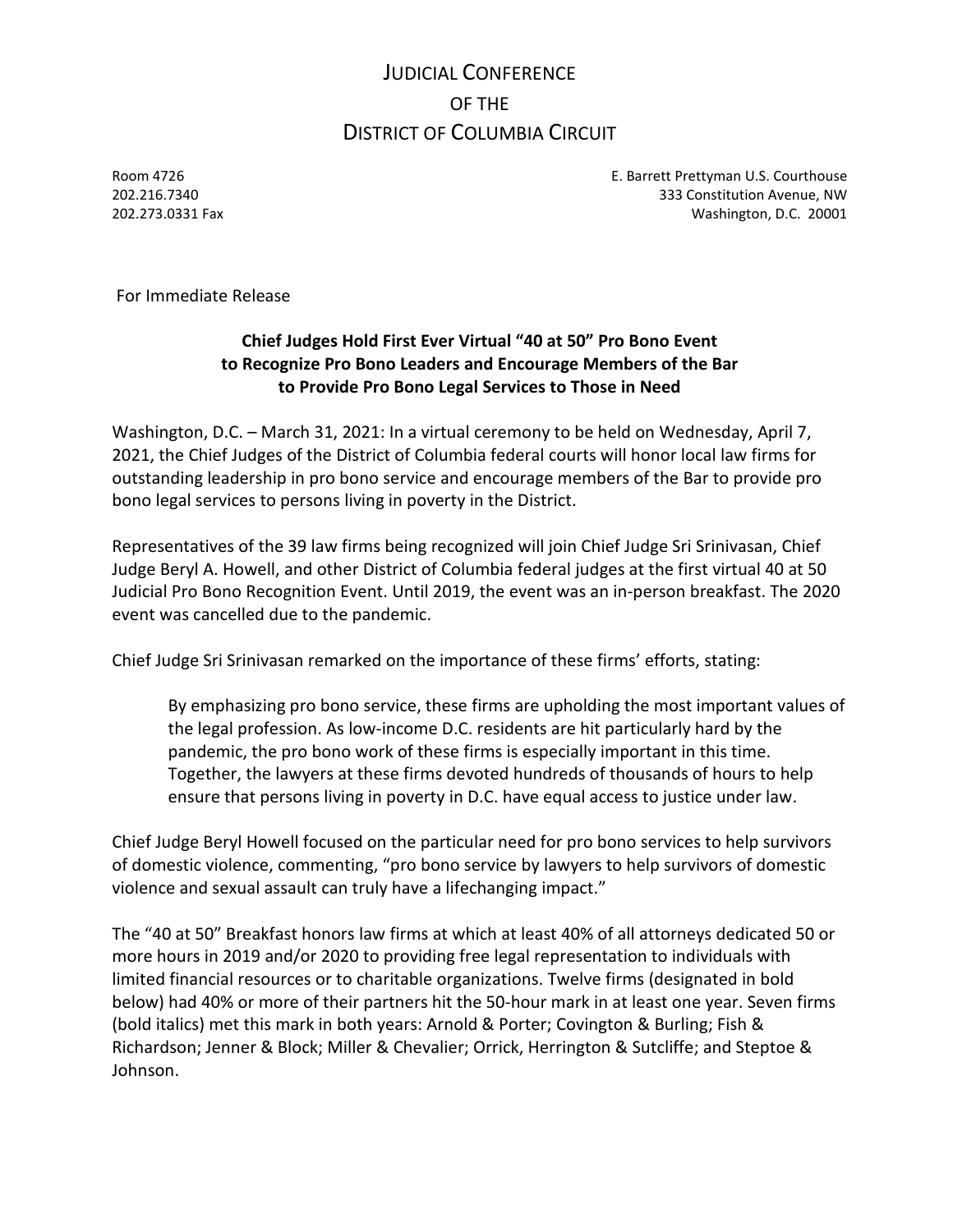# JUDICIAL CONFERENCE OF THE DISTRICT OF COLUMBIA CIRCUIT

Room 4726
202.216.7340
202.273.0331 Fax

E. Barrett Prettyman U.S. Courthouse
333 Constitution Avenue, NW
Washington, D.C. 20001

For Immediate Release

**Chief Judges Hold First Ever Virtual "40 at 50" Pro Bono Event to Recognize Pro Bono Leaders and Encourage Members of the Bar to Provide Pro Bono Legal Services to Those in Need**

Washington, D.C. – March 31, 2021: In a virtual ceremony to be held on Wednesday, April 7, 2021, the Chief Judges of the District of Columbia federal courts will honor local law firms for outstanding leadership in pro bono service and encourage members of the Bar to provide pro bono legal services to persons living in poverty in the District.

Representatives of the 39 law firms being recognized will join Chief Judge Sri Srinivasan, Chief Judge Beryl A. Howell, and other District of Columbia federal judges at the first virtual 40 at 50 Judicial Pro Bono Recognition Event. Until 2019, the event was an in-person breakfast. The 2020 event was cancelled due to the pandemic.

Chief Judge Sri Srinivasan remarked on the importance of these firms' efforts, stating:

> By emphasizing pro bono service, these firms are upholding the most important values of the legal profession. As low-income D.C. residents are hit particularly hard by the pandemic, the pro bono work of these firms is especially important in this time. Together, the lawyers at these firms devoted hundreds of thousands of hours to help ensure that persons living in poverty in D.C. have equal access to justice under law.

Chief Judge Beryl Howell focused on the particular need for pro bono services to help survivors of domestic violence, commenting, "pro bono service by lawyers to help survivors of domestic violence and sexual assault can truly have a lifechanging impact."

The "40 at 50" Breakfast honors law firms at which at least 40% of all attorneys dedicated 50 or more hours in 2019 and/or 2020 to providing free legal representation to individuals with limited financial resources or to charitable organizations. Twelve firms (designated in bold below) had 40% or more of their partners hit the 50-hour mark in at least one year. Seven firms (bold italics) met this mark in both years: Arnold & Porter; Covington & Burling; Fish & Richardson; Jenner & Block; Miller & Chevalier; Orrick, Herrington & Sutcliffe; and Steptoe & Johnson.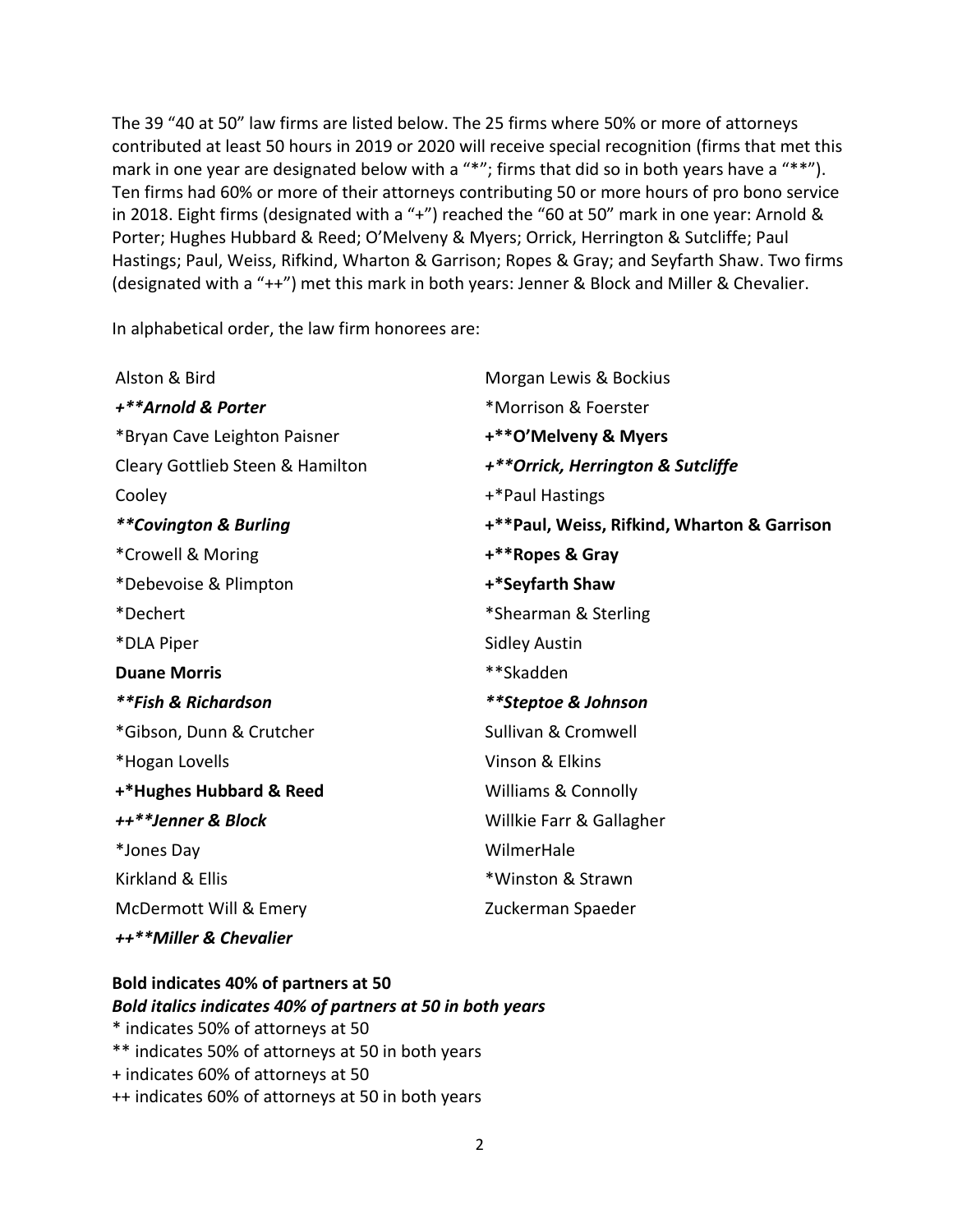The 39 "40 at 50" law firms are listed below. The 25 firms where 50% or more of attorneys contributed at least 50 hours in 2019 or 2020 will receive special recognition (firms that met this mark in one year are designated below with a "*"; firms that did so in both years have a "**"). Ten firms had 60% or more of their attorneys contributing 50 or more hours of pro bono service in 2018. Eight firms (designated with a "+") reached the "60 at 50" mark in one year: Arnold & Porter; Hughes Hubbard & Reed; O'Melveny & Myers; Orrick, Herrington & Sutcliffe; Paul Hastings; Paul, Weiss, Rifkind, Wharton & Garrison; Ropes & Gray; and Seyfarth Shaw. Two firms (designated with a "++") met this mark in both years: Jenner & Block and Miller & Chevalier.

In alphabetical order, the law firm honorees are:

Alston & Bird
___+**Arnold & Porter___
*Bryan Cave Leighton Paisner
Cleary Gottlieb Steen & Hamilton
Cooley
___**Covington & Burling___
*Crowell & Moring
*Debevoise & Plimpton
*Dechert
*DLA Piper
__Duane Morris__
___**Fish & Richardson___
*Gibson, Dunn & Crutcher
*Hogan Lovells
__+*Hughes Hubbard & Reed__
___++**Jenner & Block___
*Jones Day
Kirkland & Ellis
McDermott Will & Emery
___++**Miller & Chevalier___
Morgan Lewis & Bockius
*Morrison & Foerster
__+**O'Melveny & Myers__
___+**Orrick, Herrington & Sutcliffe___
+*Paul Hastings
__+**Paul, Weiss, Rifkind, Wharton & Garrison__
__+**Ropes & Gray__
__+*Seyfarth Shaw__
*Shearman & Sterling
Sidley Austin
**Skadden
___**Steptoe & Johnson___
Sullivan & Cromwell
Vinson & Elkins
Williams & Connolly
Willkie Farr & Gallagher
WilmerHale
*Winston & Strawn
Zuckerman Spaeder

__Bold indicates 40% of partners at 50__
___Bold italics indicates 40% of partners at 50 in both years___
* indicates 50% of attorneys at 50
** indicates 50% of attorneys at 50 in both years
+ indicates 60% of attorneys at 50
++ indicates 60% of attorneys at 50 in both years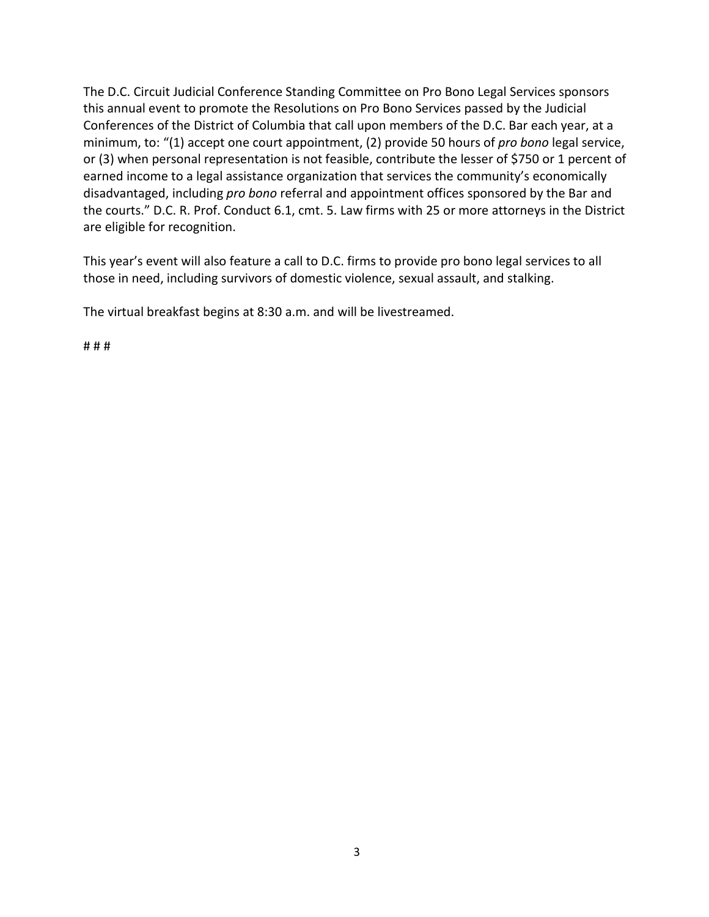The D.C. Circuit Judicial Conference Standing Committee on Pro Bono Legal Services sponsors this annual event to promote the Resolutions on Pro Bono Services passed by the Judicial Conferences of the District of Columbia that call upon members of the D.C. Bar each year, at a minimum, to: "(1) accept one court appointment, (2) provide 50 hours of *pro bono* legal service, or (3) when personal representation is not feasible, contribute the lesser of $750 or 1 percent of earned income to a legal assistance organization that services the community's economically disadvantaged, including *pro bono* referral and appointment offices sponsored by the Bar and the courts." D.C. R. Prof. Conduct 6.1, cmt. 5. Law firms with 25 or more attorneys in the District are eligible for recognition.

This year's event will also feature a call to D.C. firms to provide pro bono legal services to all those in need, including survivors of domestic violence, sexual assault, and stalking.

The virtual breakfast begins at 8:30 a.m. and will be livestreamed.

# # #